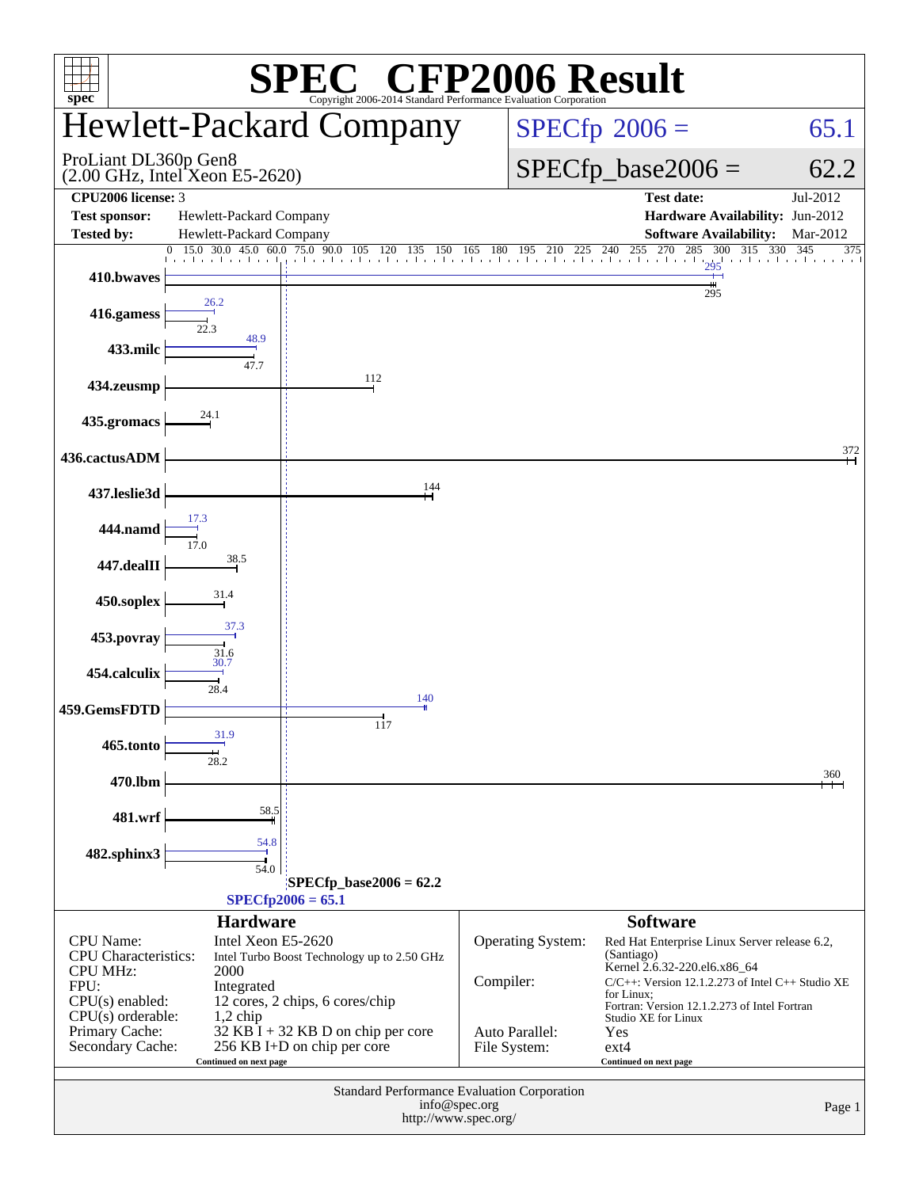# SPEC CFP2006 Result

Copyright 2006-2014 Standard Performance Evaluation Corporation

## Hewlett-Packard Company

ProLiant DL360p Gen8
(2.00 GHz, Intel Xeon E5-2620)

SPECfp 2006 = 65.1

SPECfp_base2006 = 62.2

| | | | |
|---|---|---|---|
| **CPU2006 license:** | 3 | **Test date:** | Jul-2012 |
| **Test sponsor:** | Hewlett-Packard Company | **Hardware Availability:** | Jun-2012 |
| **Tested by:** | Hewlett-Packard Company | **Software Availability:** | Mar-2012 |

| Benchmark | Peak | Base |
|---|---|---|
| 410.bwaves | 295 | 295 |
| 416.gamess | 26.2 | 22.3 |
| 433.milc | 48.9 | 47.7 |
| 434.zeusmp | | 112 |
| 435.gromacs | | 24.1 |
| 436.cactusADM | | 372 |
| 437.leslie3d | | 144 |
| 444.namd | 17.3 | 17.0 |
| 447.dealII | | 38.5 |
| 450.soplex | | 31.4 |
| 453.povray | 37.3 | 31.6 |
| 454.calculix | 30.7 | 28.4 |
| 459.GemsFDTD | 140 | 117 |
| 465.tonto | 31.9 | 28.2 |
| 470.lbm | | 360 |
| 481.wrf | | 58.5 |
| 482.sphinx3 | 54.8 | 54.0 |

SPECfp_base2006 = 62.2

SPECfp2006 = 65.1

### Hardware

| | |
|---|---|
| CPU Name: | Intel Xeon E5-2620 |
| CPU Characteristics: | Intel Turbo Boost Technology up to 2.50 GHz |
| CPU MHz: | 2000 |
| FPU: | Integrated |
| CPU(s) enabled: | 12 cores, 2 chips, 6 cores/chip |
| CPU(s) orderable: | 1,2 chip |
| Primary Cache: | 32 KB I + 32 KB D on chip per core |
| Secondary Cache: | 256 KB I+D on chip per core |

Continued on next page

### Software

| | |
|---|---|
| Operating System: | Red Hat Enterprise Linux Server release 6.2, (Santiago) Kernel 2.6.32-220.el6.x86_64 |
| Compiler: | C/C++: Version 12.1.2.273 of Intel C++ Studio XE for Linux; Fortran: Version 12.1.2.273 of Intel Fortran Studio XE for Linux |
| Auto Parallel: | Yes |
| File System: | ext4 |

Continued on next page

Standard Performance Evaluation Corporation
info@spec.org
http://www.spec.org/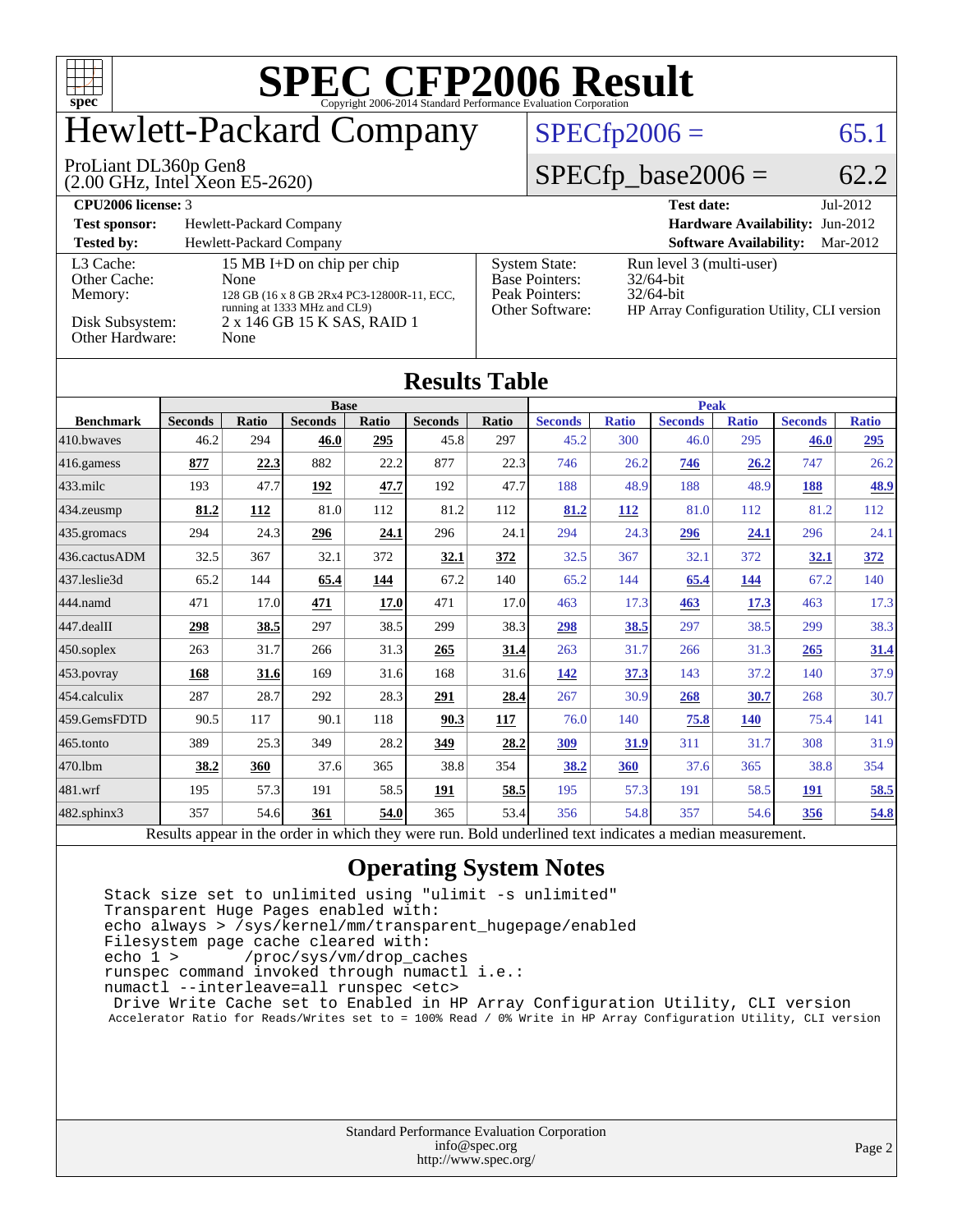# SPEC CFP2006 Result

Copyright 2006-2014 Standard Performance Evaluation Corporation

## Hewlett-Packard Company

ProLiant DL360p Gen8
(2.00 GHz, Intel Xeon E5-2620)

SPECfp2006 = 65.1

SPECfp_base2006 = 62.2

| | | | |
|---|---|---|---|
| **CPU2006 license:** 3 | | **Test date:** | Jul-2012 |
| **Test sponsor:** | Hewlett-Packard Company | **Hardware Availability:** | Jun-2012 |
| **Tested by:** | Hewlett-Packard Company | **Software Availability:** | Mar-2012 |

| | | | |
|---|---|---|---|
| L3 Cache: | 15 MB I+D on chip per chip | System State: | Run level 3 (multi-user) |
| Other Cache: | None | Base Pointers: | 32/64-bit |
| Memory: | 128 GB (16 x 8 GB 2Rx4 PC3-12800R-11, ECC, running at 1333 MHz and CL9) | Peak Pointers: | 32/64-bit |
| Disk Subsystem: | 2 x 146 GB 15 K SAS, RAID 1 | Other Software: | HP Array Configuration Utility, CLI version |
| Other Hardware: | None | | |

## Results Table

| Benchmark | Base | | | | | | Peak | | | | | |
|---|---|---|---|---|---|---|---|---|---|---|---|---|
| | Seconds | Ratio | Seconds | Ratio | Seconds | Ratio | Seconds | Ratio | Seconds | Ratio | Seconds | Ratio |
| 410.bwaves | 46.2 | 294 | **46.0** | **295** | 45.8 | 297 | 45.2 | 300 | 46.0 | 295 | **46.0** | **295** |
| 416.gamess | **877** | **22.3** | 882 | 22.2 | 877 | 22.3 | 746 | 26.2 | **746** | **26.2** | 747 | 26.2 |
| 433.milc | 193 | 47.7 | **192** | **47.7** | 192 | 47.7 | 188 | 48.9 | 188 | 48.9 | **188** | **48.9** |
| 434.zeusmp | **81.2** | **112** | 81.0 | 112 | 81.2 | 112 | **81.2** | **112** | 81.0 | 112 | 81.2 | 112 |
| 435.gromacs | 294 | 24.3 | **296** | **24.1** | 296 | 24.1 | 294 | 24.3 | **296** | **24.1** | 296 | 24.1 |
| 436.cactusADM | 32.5 | 367 | 32.1 | 372 | **32.1** | **372** | 32.5 | 367 | 32.1 | 372 | **32.1** | **372** |
| 437.leslie3d | 65.2 | 144 | **65.4** | **144** | 67.2 | 140 | 65.2 | 144 | **65.4** | **144** | 67.2 | 140 |
| 444.namd | 471 | 17.0 | **471** | **17.0** | 471 | 17.0 | 463 | 17.3 | **463** | **17.3** | 463 | 17.3 |
| 447.dealII | **298** | **38.5** | 297 | 38.5 | 299 | 38.3 | **298** | **38.5** | 297 | 38.5 | 299 | 38.3 |
| 450.soplex | 263 | 31.7 | 266 | 31.3 | **265** | **31.4** | 263 | 31.7 | 266 | 31.3 | **265** | **31.4** |
| 453.povray | **168** | **31.6** | 169 | 31.6 | 168 | 31.6 | **142** | **37.3** | 143 | 37.2 | 140 | 37.9 |
| 454.calculix | 287 | 28.7 | 292 | 28.3 | **291** | **28.4** | 267 | 30.9 | **268** | **30.7** | 268 | 30.7 |
| 459.GemsFDTD | 90.5 | 117 | 90.1 | 118 | **90.3** | **117** | 76.0 | 140 | **75.8** | **140** | 75.4 | 141 |
| 465.tonto | 389 | 25.3 | 349 | 28.2 | **349** | **28.2** | **309** | **31.9** | 311 | 31.7 | 308 | 31.9 |
| 470.lbm | **38.2** | **360** | 37.6 | 365 | 38.8 | 354 | **38.2** | **360** | 37.6 | 365 | 38.8 | 354 |
| 481.wrf | 195 | 57.3 | 191 | 58.5 | **191** | **58.5** | 195 | 57.3 | 191 | 58.5 | **191** | **58.5** |
| 482.sphinx3 | 357 | 54.6 | **361** | **54.0** | 365 | 53.4 | 356 | 54.8 | 357 | 54.6 | **356** | **54.8** |

Results appear in the order in which they were run. Bold underlined text indicates a median measurement.

## Operating System Notes

```
Stack size set to unlimited using "ulimit -s unlimited"
Transparent Huge Pages enabled with:
echo always > /sys/kernel/mm/transparent_hugepage/enabled
Filesystem page cache cleared with:
echo 1 >       /proc/sys/vm/drop_caches
runspec command invoked through numactl i.e.:
numactl --interleave=all runspec <etc>
 Drive Write Cache set to Enabled in HP Array Configuration Utility, CLI version
 Accelerator Ratio for Reads/Writes set to = 100% Read / 0% Write in HP Array Configuration Utility, CLI version
```

Standard Performance Evaluation Corporation
info@spec.org
http://www.spec.org/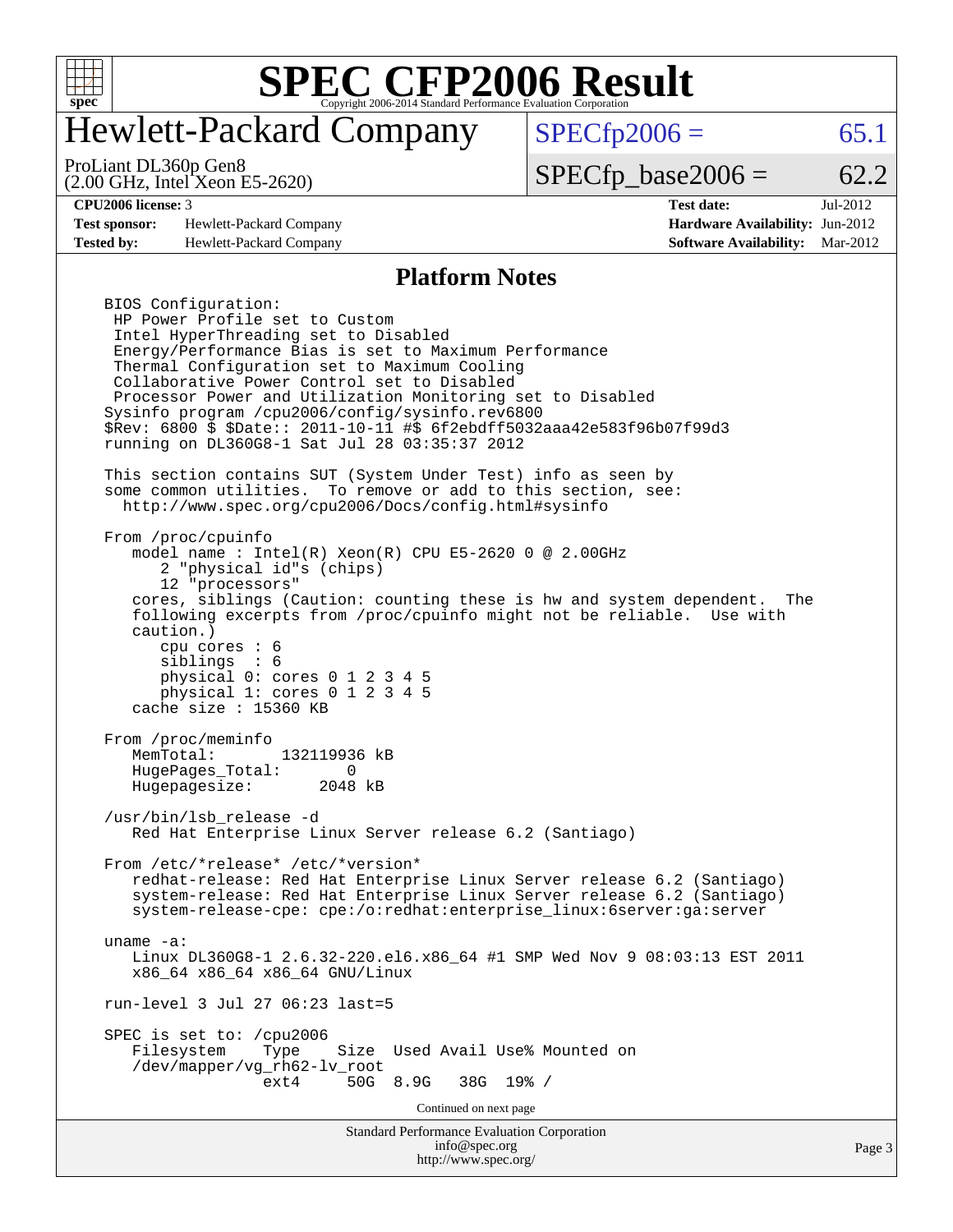# SPEC CFP2006 Result

Copyright 2006-2014 Standard Performance Evaluation Corporation

# Hewlett-Packard Company

ProLiant DL360p Gen8
(2.00 GHz, Intel Xeon E5-2620)

SPECfp2006 = 65.1

SPECfp_base2006 = 62.2

| | | | |
|---|---|---|---|
| **CPU2006 license:** 3 | | **Test date:** | Jul-2012 |
| **Test sponsor:** | Hewlett-Packard Company | **Hardware Availability:** | Jun-2012 |
| **Tested by:** | Hewlett-Packard Company | **Software Availability:** | Mar-2012 |

## Platform Notes

```
BIOS Configuration:
 HP Power Profile set to Custom
 Intel HyperThreading set to Disabled
 Energy/Performance Bias is set to Maximum Performance
 Thermal Configuration set to Maximum Cooling
 Collaborative Power Control set to Disabled
 Processor Power and Utilization Monitoring set to Disabled
Sysinfo program /cpu2006/config/sysinfo.rev6800
$Rev: 6800 $ $Date:: 2011-10-11 #$ 6f2ebdff5032aaa42e583f96b07f99d3
running on DL360G8-1 Sat Jul 28 03:35:37 2012

This section contains SUT (System Under Test) info as seen by
some common utilities.  To remove or add to this section, see:
  http://www.spec.org/cpu2006/Docs/config.html#sysinfo

From /proc/cpuinfo
   model name : Intel(R) Xeon(R) CPU E5-2620 0 @ 2.00GHz
      2 "physical id"s (chips)
      12 "processors"
   cores, siblings (Caution: counting these is hw and system dependent.  The
   following excerpts from /proc/cpuinfo might not be reliable.  Use with
   caution.)
      cpu cores : 6
      siblings  : 6
      physical 0: cores 0 1 2 3 4 5
      physical 1: cores 0 1 2 3 4 5
   cache size : 15360 KB

From /proc/meminfo
   MemTotal:       132119936 kB
   HugePages_Total:       0
   Hugepagesize:       2048 kB

/usr/bin/lsb_release -d
   Red Hat Enterprise Linux Server release 6.2 (Santiago)

From /etc/*release* /etc/*version*
   redhat-release: Red Hat Enterprise Linux Server release 6.2 (Santiago)
   system-release: Red Hat Enterprise Linux Server release 6.2 (Santiago)
   system-release-cpe: cpe:/o:redhat:enterprise_linux:6server:ga:server

uname -a:
   Linux DL360G8-1 2.6.32-220.el6.x86_64 #1 SMP Wed Nov 9 08:03:13 EST 2011
   x86_64 x86_64 x86_64 GNU/Linux

run-level 3 Jul 27 06:23 last=5

SPEC is set to: /cpu2006
   Filesystem     Type    Size  Used Avail Use% Mounted on
   /dev/mapper/vg_rh62-lv_root
                  ext4     50G  8.9G   38G  19% /
```

Continued on next page

Standard Performance Evaluation Corporation
info@spec.org
http://www.spec.org/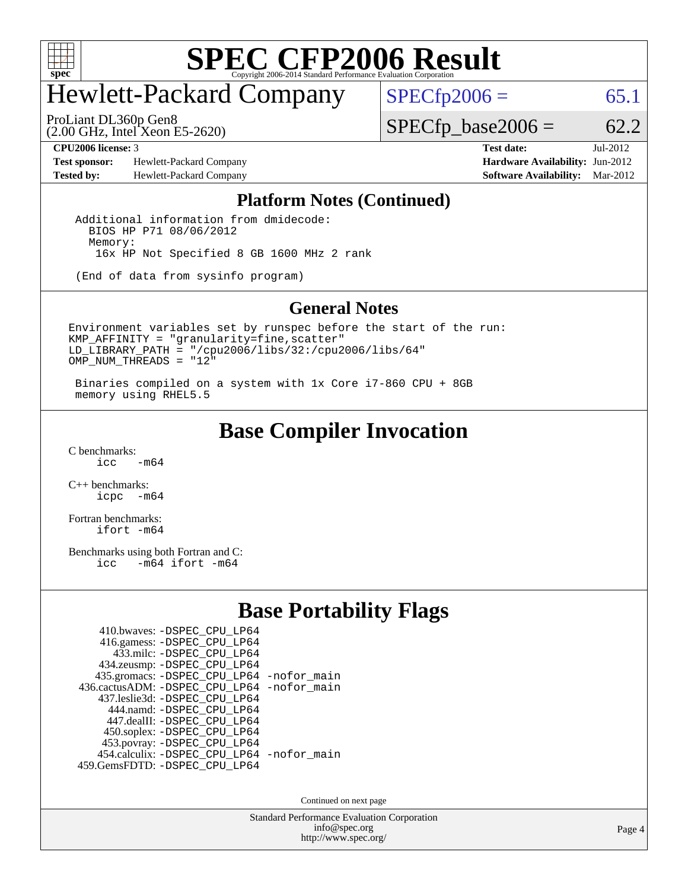# SPEC CFP2006 Result

Copyright 2006-2014 Standard Performance Evaluation Corporation

## Hewlett-Packard Company

ProLiant DL360p Gen8
(2.00 GHz, Intel Xeon E5-2620)

SPECfp2006 = 65.1

SPECfp_base2006 = 62.2

| | | | |
|---|---|---|---|
| **CPU2006 license:** 3 | | **Test date:** | Jul-2012 |
| **Test sponsor:** | Hewlett-Packard Company | **Hardware Availability:** | Jun-2012 |
| **Tested by:** | Hewlett-Packard Company | **Software Availability:** | Mar-2012 |

## Platform Notes (Continued)

```
Additional information from dmidecode:
  BIOS HP P71 08/06/2012
  Memory:
   16x HP Not Specified 8 GB 1600 MHz 2 rank

(End of data from sysinfo program)
```

## General Notes

```
Environment variables set by runspec before the start of the run:
KMP_AFFINITY = "granularity=fine,scatter"
LD_LIBRARY_PATH = "/cpu2006/libs/32:/cpu2006/libs/64"
OMP_NUM_THREADS = "12"

 Binaries compiled on a system with 1x Core i7-860 CPU + 8GB
 memory using RHEL5.5
```

## Base Compiler Invocation

C benchmarks:
    icc -m64

C++ benchmarks:
    icpc -m64

Fortran benchmarks:
    ifort -m64

Benchmarks using both Fortran and C:
    icc -m64 ifort -m64

## Base Portability Flags

410.bwaves: -DSPEC_CPU_LP64
416.gamess: -DSPEC_CPU_LP64
433.milc: -DSPEC_CPU_LP64
434.zeusmp: -DSPEC_CPU_LP64
435.gromacs: -DSPEC_CPU_LP64 -nofor_main
436.cactusADM: -DSPEC_CPU_LP64 -nofor_main
437.leslie3d: -DSPEC_CPU_LP64
444.namd: -DSPEC_CPU_LP64
447.dealII: -DSPEC_CPU_LP64
450.soplex: -DSPEC_CPU_LP64
453.povray: -DSPEC_CPU_LP64
454.calculix: -DSPEC_CPU_LP64 -nofor_main
459.GemsFDTD: -DSPEC_CPU_LP64

Continued on next page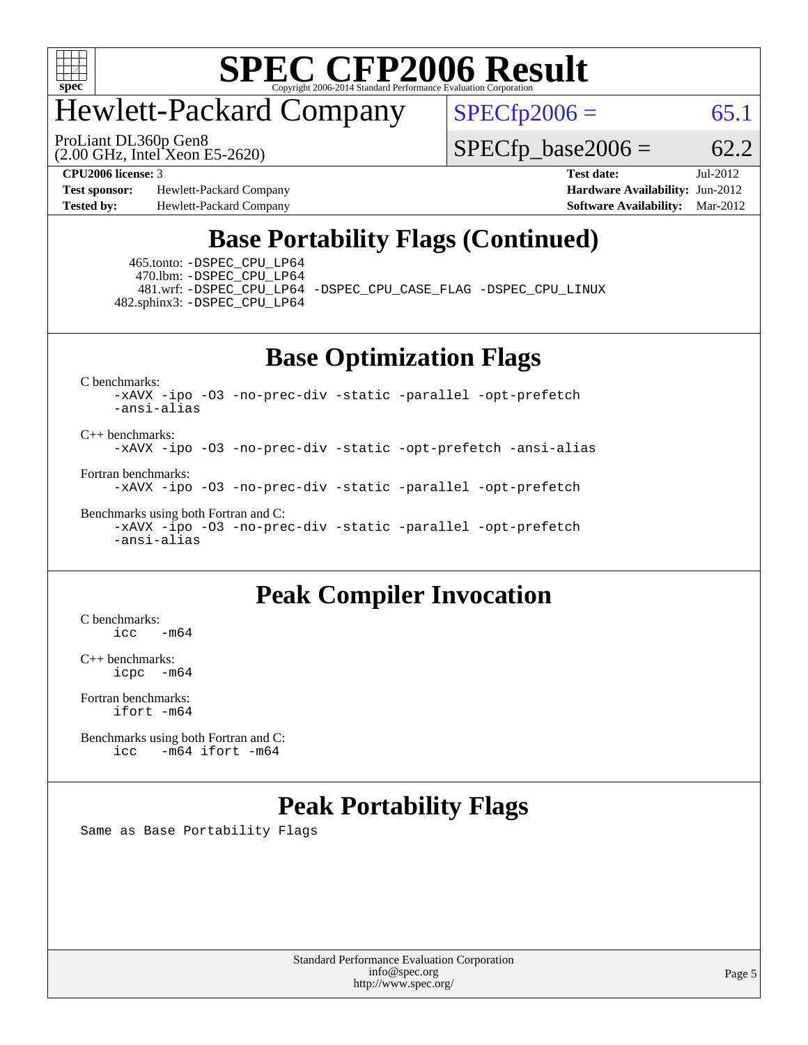# Hewlett-Packard Company

ProLiant DL360p Gen8
(2.00 GHz, Intel Xeon E5-2620)

SPECfp2006 = 65.1

SPECfp_base2006 = 62.2

**CPU2006 license:** 3
**Test sponsor:** Hewlett-Packard Company
**Tested by:** Hewlett-Packard Company

**Test date:** Jul-2012
**Hardware Availability:** Jun-2012
**Software Availability:** Mar-2012

## Base Portability Flags (Continued)

465.tonto: `-DSPEC_CPU_LP64`
470.lbm: `-DSPEC_CPU_LP64`
481.wrf: `-DSPEC_CPU_LP64 -DSPEC_CPU_CASE_FLAG -DSPEC_CPU_LINUX`
482.sphinx3: `-DSPEC_CPU_LP64`

## Base Optimization Flags

C benchmarks:

```
-xAVX -ipo -O3 -no-prec-div -static -parallel -opt-prefetch
-ansi-alias
```

C++ benchmarks:

```
-xAVX -ipo -O3 -no-prec-div -static -opt-prefetch -ansi-alias
```

Fortran benchmarks:

```
-xAVX -ipo -O3 -no-prec-div -static -parallel -opt-prefetch
```

Benchmarks using both Fortran and C:

```
-xAVX -ipo -O3 -no-prec-div -static -parallel -opt-prefetch
-ansi-alias
```

## Peak Compiler Invocation

C benchmarks:

```
icc   -m64
```

C++ benchmarks:

```
icpc  -m64
```

Fortran benchmarks:

```
ifort -m64
```

Benchmarks using both Fortran and C:

```
icc   -m64 ifort -m64
```

## Peak Portability Flags

Same as Base Portability Flags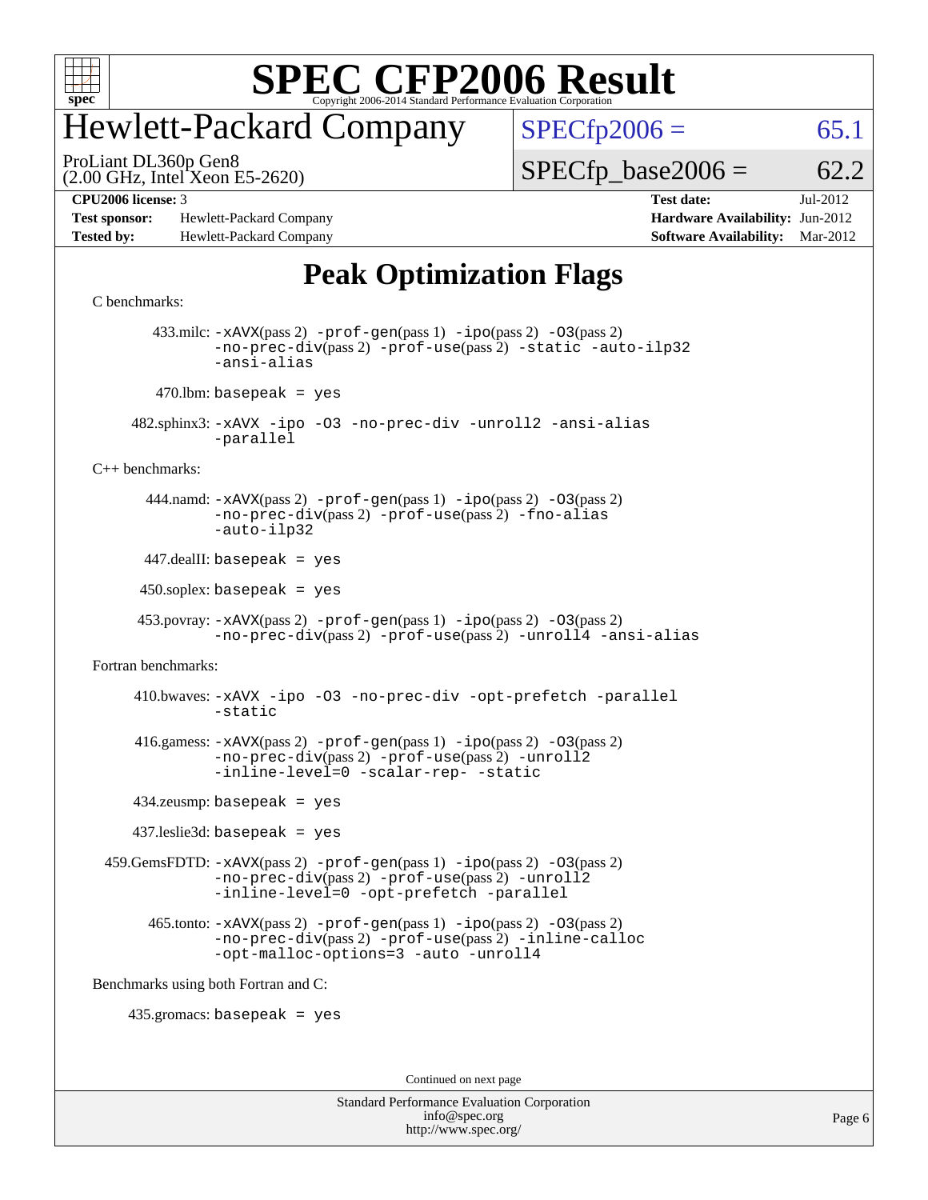# SPEC CFP2006 Result

Copyright 2006-2014 Standard Performance Evaluation Corporation

# Hewlett-Packard Company

ProLiant DL360p Gen8
(2.00 GHz, Intel Xeon E5-2620)

SPECfp2006 = 65.1

SPECfp_base2006 = 62.2

**CPU2006 license:** 3
**Test sponsor:** Hewlett-Packard Company
**Tested by:** Hewlett-Packard Company

**Test date:** Jul-2012
**Hardware Availability:** Jun-2012
**Software Availability:** Mar-2012

## Peak Optimization Flags

C benchmarks:

433.milc: -xAVX(pass 2) -prof-gen(pass 1) -ipo(pass 2) -O3(pass 2) -no-prec-div(pass 2) -prof-use(pass 2) -static -auto-ilp32 -ansi-alias

470.lbm: basepeak = yes

482.sphinx3: -xAVX -ipo -O3 -no-prec-div -unroll2 -ansi-alias -parallel

C++ benchmarks:

444.namd: -xAVX(pass 2) -prof-gen(pass 1) -ipo(pass 2) -O3(pass 2) -no-prec-div(pass 2) -prof-use(pass 2) -fno-alias -auto-ilp32

447.dealII: basepeak = yes

450.soplex: basepeak = yes

453.povray: -xAVX(pass 2) -prof-gen(pass 1) -ipo(pass 2) -O3(pass 2) -no-prec-div(pass 2) -prof-use(pass 2) -unroll4 -ansi-alias

Fortran benchmarks:

410.bwaves: -xAVX -ipo -O3 -no-prec-div -opt-prefetch -parallel -static

416.gamess: -xAVX(pass 2) -prof-gen(pass 1) -ipo(pass 2) -O3(pass 2) -no-prec-div(pass 2) -prof-use(pass 2) -unroll2 -inline-level=0 -scalar-rep- -static

434.zeusmp: basepeak = yes

437.leslie3d: basepeak = yes

459.GemsFDTD: -xAVX(pass 2) -prof-gen(pass 1) -ipo(pass 2) -O3(pass 2) -no-prec-div(pass 2) -prof-use(pass 2) -unroll2 -inline-level=0 -opt-prefetch -parallel

465.tonto: -xAVX(pass 2) -prof-gen(pass 1) -ipo(pass 2) -O3(pass 2) -no-prec-div(pass 2) -prof-use(pass 2) -inline-calloc -opt-malloc-options=3 -auto -unroll4

Benchmarks using both Fortran and C:

435.gromacs: basepeak = yes

Continued on next page

Standard Performance Evaluation Corporation
info@spec.org
http://www.spec.org/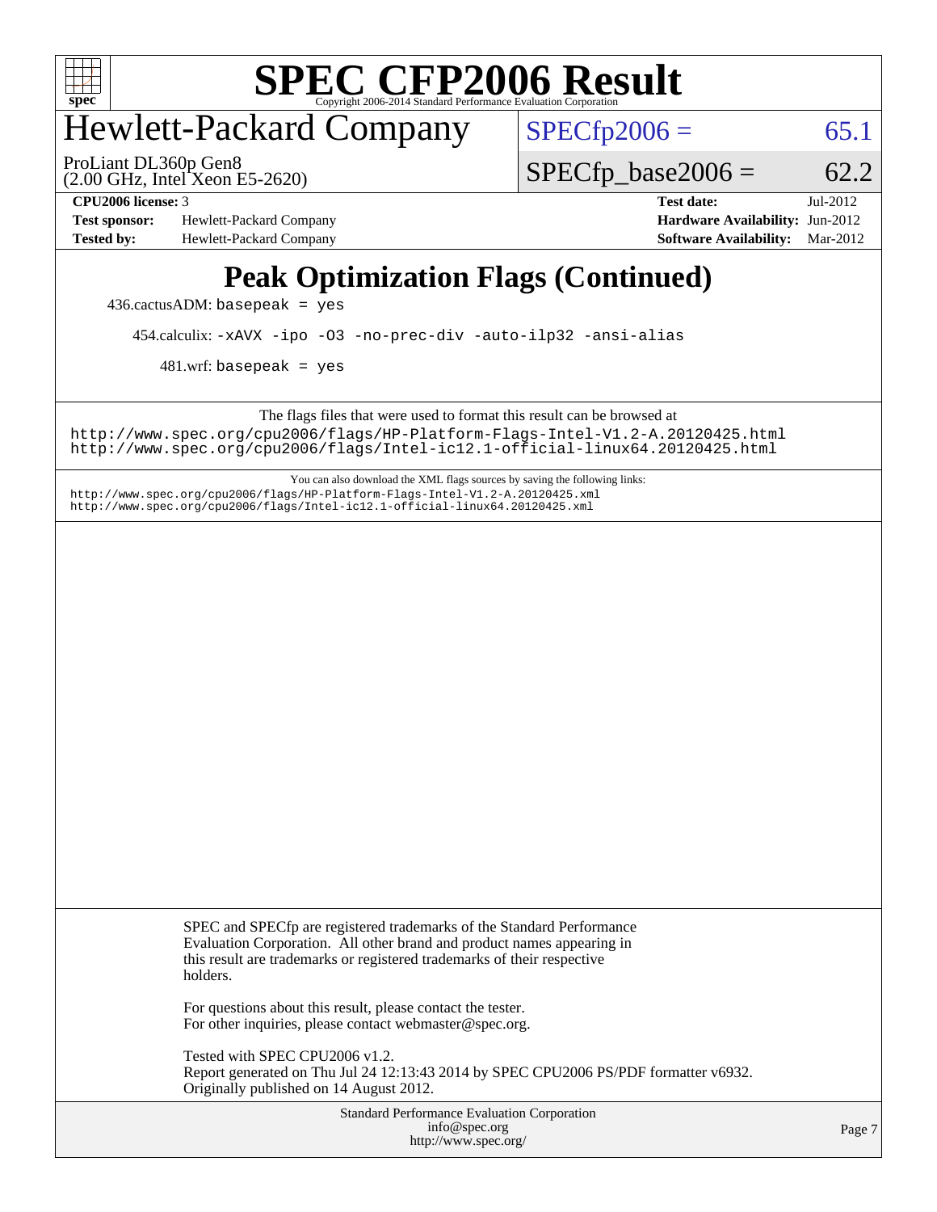# SPEC CFP2006 Result

Copyright 2006-2014 Standard Performance Evaluation Corporation

## Hewlett-Packard Company

ProLiant DL360p Gen8
(2.00 GHz, Intel Xeon E5-2620)

SPECfp2006 = 65.1

SPECfp_base2006 = 62.2

| | | | |
|---|---|---|---|
| **CPU2006 license:** 3 | | **Test date:** | Jul-2012 |
| **Test sponsor:** | Hewlett-Packard Company | **Hardware Availability:** | Jun-2012 |
| **Tested by:** | Hewlett-Packard Company | **Software Availability:** | Mar-2012 |

## Peak Optimization Flags (Continued)

436.cactusADM: `basepeak = yes`

454.calculix: `-xAVX -ipo -O3 -no-prec-div -auto-ilp32 -ansi-alias`

481.wrf: `basepeak = yes`

The flags files that were used to format this result can be browsed at

http://www.spec.org/cpu2006/flags/HP-Platform-Flags-Intel-V1.2-A.20120425.html
http://www.spec.org/cpu2006/flags/Intel-ic12.1-official-linux64.20120425.html

You can also download the XML flags sources by saving the following links:

http://www.spec.org/cpu2006/flags/HP-Platform-Flags-Intel-V1.2-A.20120425.xml
http://www.spec.org/cpu2006/flags/Intel-ic12.1-official-linux64.20120425.xml

SPEC and SPECfp are registered trademarks of the Standard Performance Evaluation Corporation. All other brand and product names appearing in this result are trademarks or registered trademarks of their respective holders.

For questions about this result, please contact the tester.
For other inquiries, please contact webmaster@spec.org.

Tested with SPEC CPU2006 v1.2.
Report generated on Thu Jul 24 12:13:43 2014 by SPEC CPU2006 PS/PDF formatter v6932.
Originally published on 14 August 2012.

Standard Performance Evaluation Corporation
info@spec.org
http://www.spec.org/